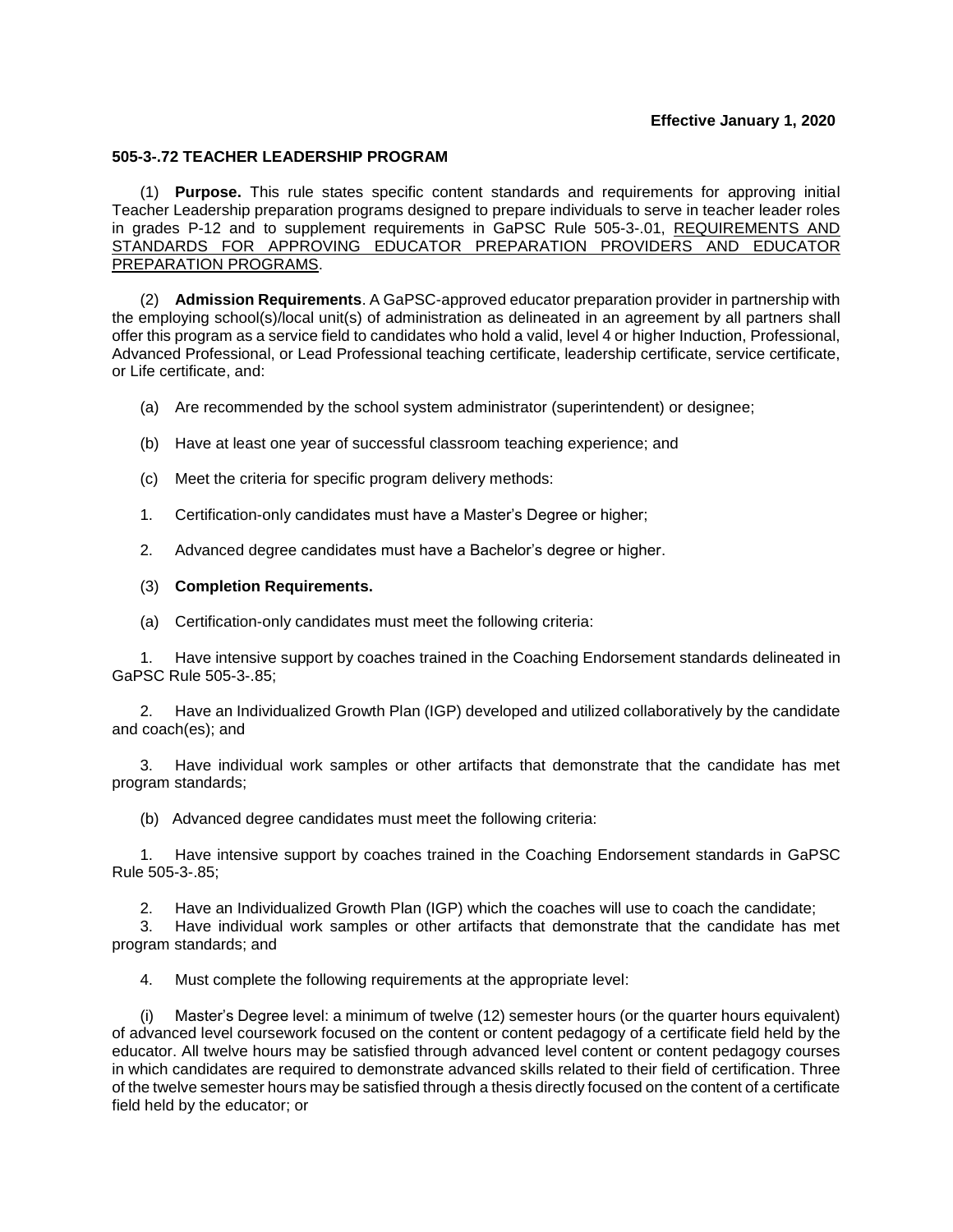**Effective January 1, 2020**

## 505-3-.72 TEACHER LEADERSHIP PROGRAM

(1) **Purpose.** This rule states specific content standards and requirements for approving initial Teacher Leadership preparation programs designed to prepare individuals to serve in teacher leader roles in grades P-12 and to supplement requirements in GaPSC Rule 505-3-.01, REQUIREMENTS AND STANDARDS FOR APPROVING EDUCATOR PREPARATION PROVIDERS AND EDUCATOR PREPARATION PROGRAMS.

(2) **Admission Requirements**. A GaPSC-approved educator preparation provider in partnership with the employing school(s)/local unit(s) of administration as delineated in an agreement by all partners shall offer this program as a service field to candidates who hold a valid, level 4 or higher Induction, Professional, Advanced Professional, or Lead Professional teaching certificate, leadership certificate, service certificate, or Life certificate, and:

(a) Are recommended by the school system administrator (superintendent) or designee;

(b) Have at least one year of successful classroom teaching experience; and

(c) Meet the criteria for specific program delivery methods:

1. Certification-only candidates must have a Master's Degree or higher;

2. Advanced degree candidates must have a Bachelor's degree or higher.

(3) **Completion Requirements.**

(a) Certification-only candidates must meet the following criteria:

1. Have intensive support by coaches trained in the Coaching Endorsement standards delineated in GaPSC Rule 505-3-.85;

2. Have an Individualized Growth Plan (IGP) developed and utilized collaboratively by the candidate and coach(es); and

3. Have individual work samples or other artifacts that demonstrate that the candidate has met program standards;

(b) Advanced degree candidates must meet the following criteria:

1. Have intensive support by coaches trained in the Coaching Endorsement standards in GaPSC Rule 505-3-.85;

2. Have an Individualized Growth Plan (IGP) which the coaches will use to coach the candidate;

3. Have individual work samples or other artifacts that demonstrate that the candidate has met program standards; and

4. Must complete the following requirements at the appropriate level:

(i) Master's Degree level: a minimum of twelve (12) semester hours (or the quarter hours equivalent) of advanced level coursework focused on the content or content pedagogy of a certificate field held by the educator. All twelve hours may be satisfied through advanced level content or content pedagogy courses in which candidates are required to demonstrate advanced skills related to their field of certification. Three of the twelve semester hours may be satisfied through a thesis directly focused on the content of a certificate field held by the educator; or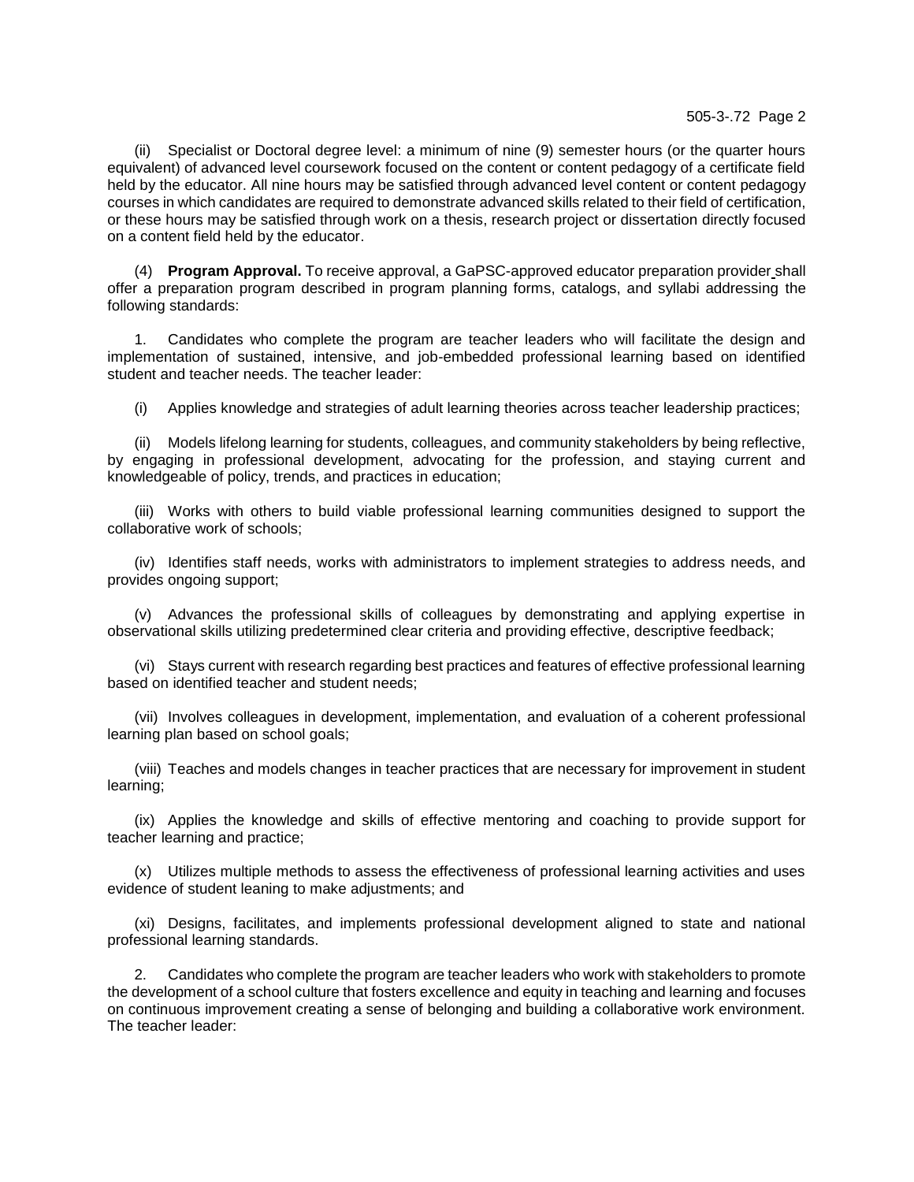(ii) Specialist or Doctoral degree level: a minimum of nine (9) semester hours (or the quarter hours equivalent) of advanced level coursework focused on the content or content pedagogy of a certificate field held by the educator. All nine hours may be satisfied through advanced level content or content pedagogy courses in which candidates are required to demonstrate advanced skills related to their field of certification, or these hours may be satisfied through work on a thesis, research project or dissertation directly focused on a content field held by the educator.

(4) **Program Approval.** To receive approval, a GaPSC-approved educator preparation provider shall offer a preparation program described in program planning forms, catalogs, and syllabi addressing the following standards:

1. Candidates who complete the program are teacher leaders who will facilitate the design and implementation of sustained, intensive, and job-embedded professional learning based on identified student and teacher needs. The teacher leader:

(i) Applies knowledge and strategies of adult learning theories across teacher leadership practices;

(ii) Models lifelong learning for students, colleagues, and community stakeholders by being reflective, by engaging in professional development, advocating for the profession, and staying current and knowledgeable of policy, trends, and practices in education;

(iii) Works with others to build viable professional learning communities designed to support the collaborative work of schools;

(iv) Identifies staff needs, works with administrators to implement strategies to address needs, and provides ongoing support;

(v) Advances the professional skills of colleagues by demonstrating and applying expertise in observational skills utilizing predetermined clear criteria and providing effective, descriptive feedback;

(vi) Stays current with research regarding best practices and features of effective professional learning based on identified teacher and student needs;

(vii) Involves colleagues in development, implementation, and evaluation of a coherent professional learning plan based on school goals;

(viii) Teaches and models changes in teacher practices that are necessary for improvement in student learning;

(ix) Applies the knowledge and skills of effective mentoring and coaching to provide support for teacher learning and practice;

(x) Utilizes multiple methods to assess the effectiveness of professional learning activities and uses evidence of student leaning to make adjustments; and

(xi) Designs, facilitates, and implements professional development aligned to state and national professional learning standards.

2. Candidates who complete the program are teacher leaders who work with stakeholders to promote the development of a school culture that fosters excellence and equity in teaching and learning and focuses on continuous improvement creating a sense of belonging and building a collaborative work environment. The teacher leader: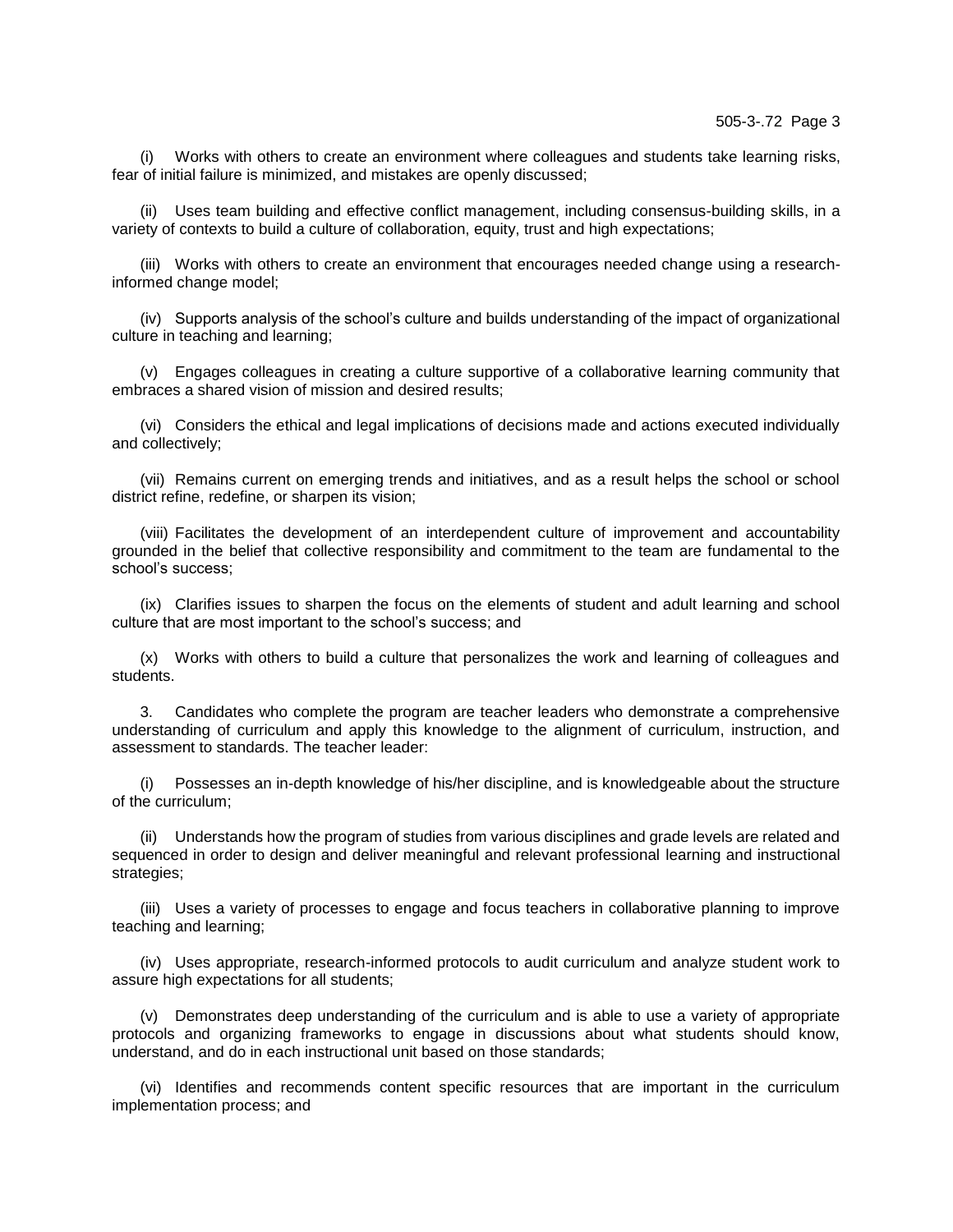(i) Works with others to create an environment where colleagues and students take learning risks, fear of initial failure is minimized, and mistakes are openly discussed;

(ii) Uses team building and effective conflict management, including consensus-building skills, in a variety of contexts to build a culture of collaboration, equity, trust and high expectations;

(iii) Works with others to create an environment that encourages needed change using a research-informed change model;

(iv) Supports analysis of the school's culture and builds understanding of the impact of organizational culture in teaching and learning;

(v) Engages colleagues in creating a culture supportive of a collaborative learning community that embraces a shared vision of mission and desired results;

(vi) Considers the ethical and legal implications of decisions made and actions executed individually and collectively;

(vii) Remains current on emerging trends and initiatives, and as a result helps the school or school district refine, redefine, or sharpen its vision;

(viii) Facilitates the development of an interdependent culture of improvement and accountability grounded in the belief that collective responsibility and commitment to the team are fundamental to the school's success;

(ix) Clarifies issues to sharpen the focus on the elements of student and adult learning and school culture that are most important to the school's success; and

(x) Works with others to build a culture that personalizes the work and learning of colleagues and students.

3. Candidates who complete the program are teacher leaders who demonstrate a comprehensive understanding of curriculum and apply this knowledge to the alignment of curriculum, instruction, and assessment to standards. The teacher leader:

(i) Possesses an in-depth knowledge of his/her discipline, and is knowledgeable about the structure of the curriculum;

(ii) Understands how the program of studies from various disciplines and grade levels are related and sequenced in order to design and deliver meaningful and relevant professional learning and instructional strategies;

(iii) Uses a variety of processes to engage and focus teachers in collaborative planning to improve teaching and learning;

(iv) Uses appropriate, research-informed protocols to audit curriculum and analyze student work to assure high expectations for all students;

(v) Demonstrates deep understanding of the curriculum and is able to use a variety of appropriate protocols and organizing frameworks to engage in discussions about what students should know, understand, and do in each instructional unit based on those standards;

(vi) Identifies and recommends content specific resources that are important in the curriculum implementation process; and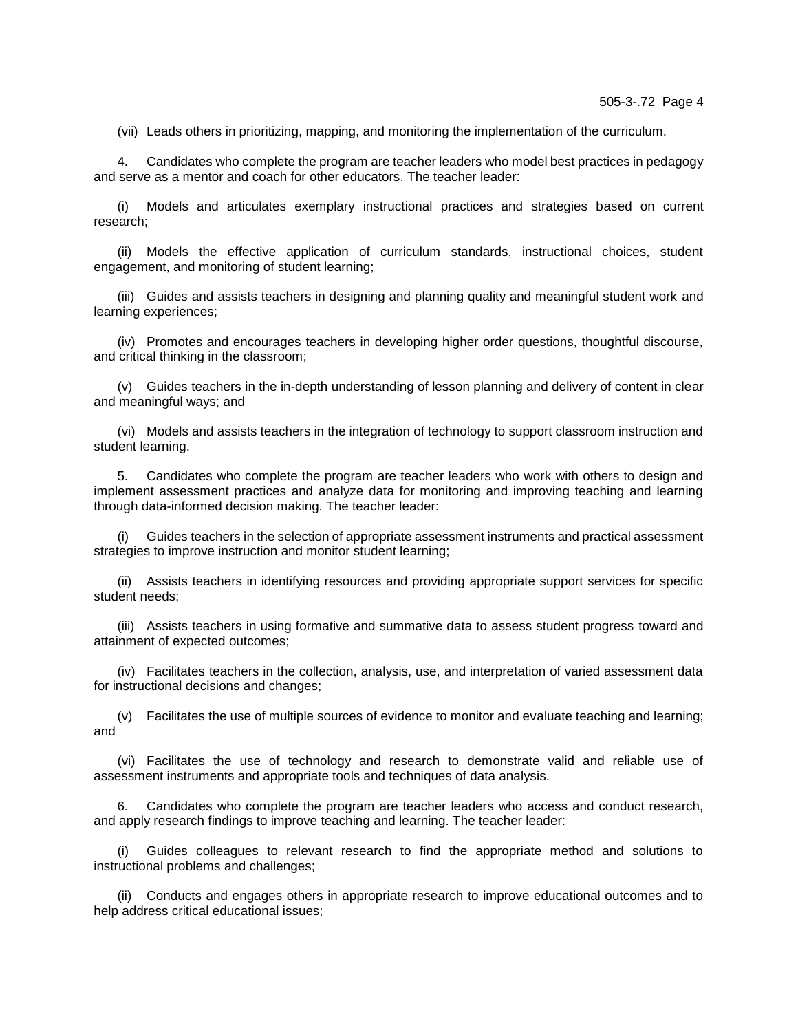(vii) Leads others in prioritizing, mapping, and monitoring the implementation of the curriculum.

4. Candidates who complete the program are teacher leaders who model best practices in pedagogy and serve as a mentor and coach for other educators. The teacher leader:

(i) Models and articulates exemplary instructional practices and strategies based on current research;

(ii) Models the effective application of curriculum standards, instructional choices, student engagement, and monitoring of student learning;

(iii) Guides and assists teachers in designing and planning quality and meaningful student work and learning experiences;

(iv) Promotes and encourages teachers in developing higher order questions, thoughtful discourse, and critical thinking in the classroom;

(v) Guides teachers in the in-depth understanding of lesson planning and delivery of content in clear and meaningful ways; and

(vi) Models and assists teachers in the integration of technology to support classroom instruction and student learning.

5. Candidates who complete the program are teacher leaders who work with others to design and implement assessment practices and analyze data for monitoring and improving teaching and learning through data-informed decision making. The teacher leader:

(i) Guides teachers in the selection of appropriate assessment instruments and practical assessment strategies to improve instruction and monitor student learning;

(ii) Assists teachers in identifying resources and providing appropriate support services for specific student needs;

(iii) Assists teachers in using formative and summative data to assess student progress toward and attainment of expected outcomes;

(iv) Facilitates teachers in the collection, analysis, use, and interpretation of varied assessment data for instructional decisions and changes;

(v) Facilitates the use of multiple sources of evidence to monitor and evaluate teaching and learning; and

(vi) Facilitates the use of technology and research to demonstrate valid and reliable use of assessment instruments and appropriate tools and techniques of data analysis.

6. Candidates who complete the program are teacher leaders who access and conduct research, and apply research findings to improve teaching and learning. The teacher leader:

(i) Guides colleagues to relevant research to find the appropriate method and solutions to instructional problems and challenges;

(ii) Conducts and engages others in appropriate research to improve educational outcomes and to help address critical educational issues;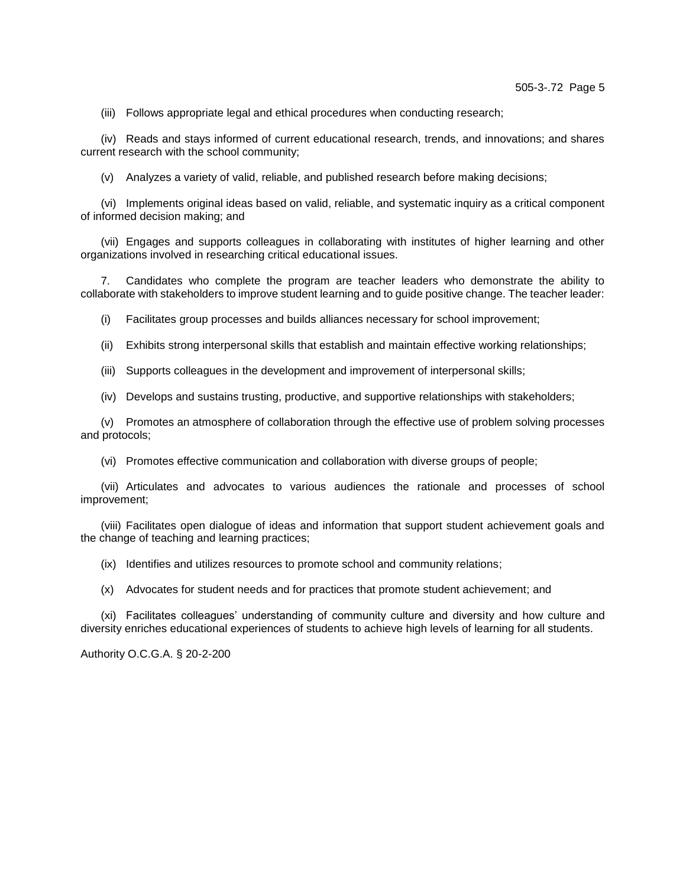(iii) Follows appropriate legal and ethical procedures when conducting research;

(iv) Reads and stays informed of current educational research, trends, and innovations; and shares current research with the school community;

(v) Analyzes a variety of valid, reliable, and published research before making decisions;

(vi) Implements original ideas based on valid, reliable, and systematic inquiry as a critical component of informed decision making; and

(vii) Engages and supports colleagues in collaborating with institutes of higher learning and other organizations involved in researching critical educational issues.

7. Candidates who complete the program are teacher leaders who demonstrate the ability to collaborate with stakeholders to improve student learning and to guide positive change. The teacher leader:

(i) Facilitates group processes and builds alliances necessary for school improvement;

(ii) Exhibits strong interpersonal skills that establish and maintain effective working relationships;

(iii) Supports colleagues in the development and improvement of interpersonal skills;

(iv) Develops and sustains trusting, productive, and supportive relationships with stakeholders;

(v) Promotes an atmosphere of collaboration through the effective use of problem solving processes and protocols;

(vi) Promotes effective communication and collaboration with diverse groups of people;

(vii) Articulates and advocates to various audiences the rationale and processes of school improvement;

(viii) Facilitates open dialogue of ideas and information that support student achievement goals and the change of teaching and learning practices;

(ix) Identifies and utilizes resources to promote school and community relations;

(x) Advocates for student needs and for practices that promote student achievement; and

(xi) Facilitates colleagues' understanding of community culture and diversity and how culture and diversity enriches educational experiences of students to achieve high levels of learning for all students.

Authority O.C.G.A. § 20-2-200